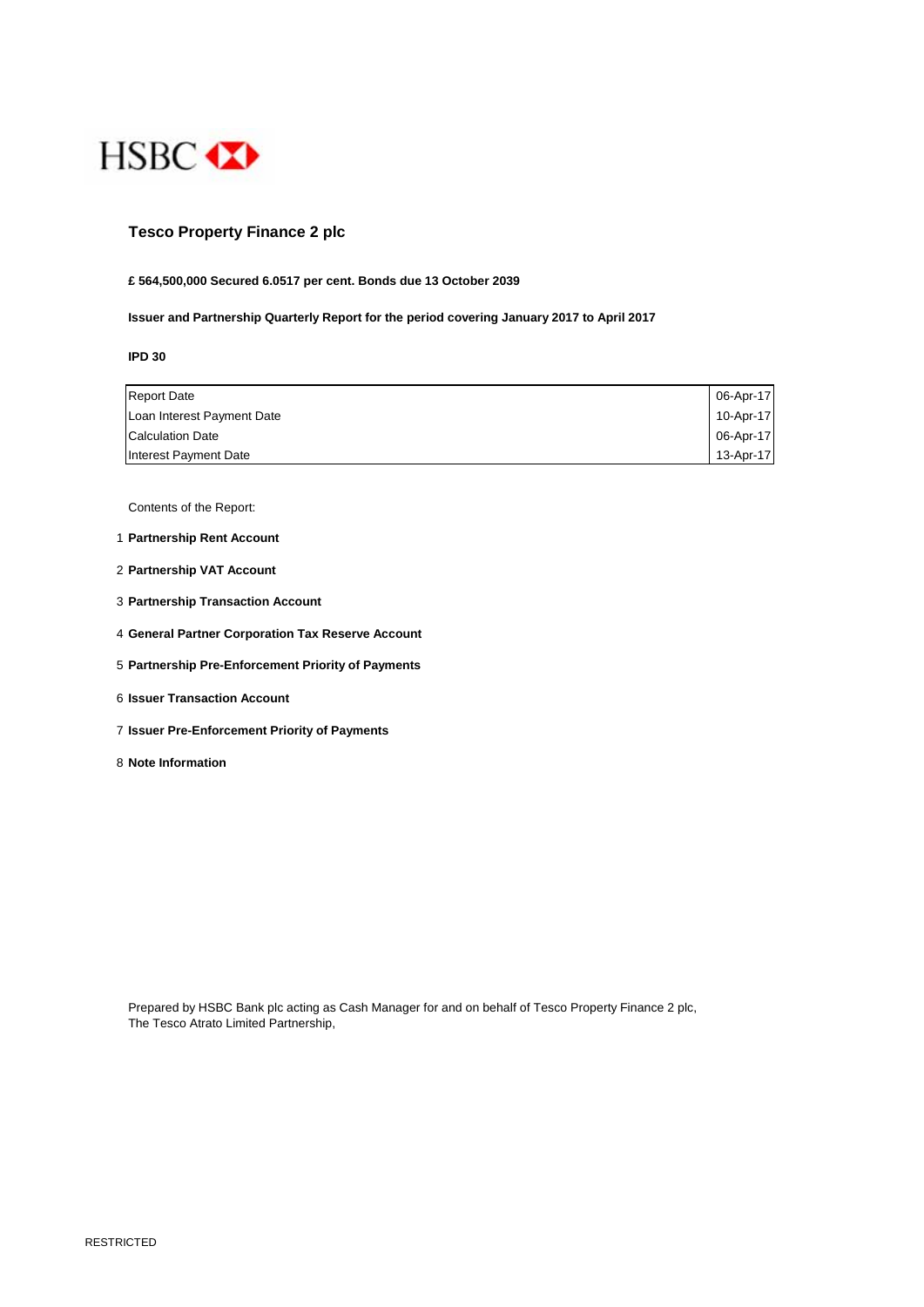HSBC

# Tesco Property Finance 2 plc

**£ 564,500,000 Secured 6.0517 per cent. Bonds due 13 October 2039**

**Issuer and Partnership Quarterly Report for the period covering January 2017 to April 2017**

**IPD 30**

| | |
|---|---|
| Report Date | 06-Apr-17 |
| Loan Interest Payment Date | 10-Apr-17 |
| Calculation Date | 06-Apr-17 |
| Interest Payment Date | 13-Apr-17 |

Contents of the Report:

1. **Partnership Rent Account**
2. **Partnership VAT Account**
3. **Partnership Transaction Account**
4. **General Partner Corporation Tax Reserve Account**
5. **Partnership Pre-Enforcement Priority of Payments**
6. **Issuer Transaction Account**
7. **Issuer Pre-Enforcement Priority of Payments**
8. **Note Information**

Prepared by HSBC Bank plc acting as Cash Manager for and on behalf of Tesco Property Finance 2 plc, The Tesco Atrato Limited Partnership,

RESTRICTED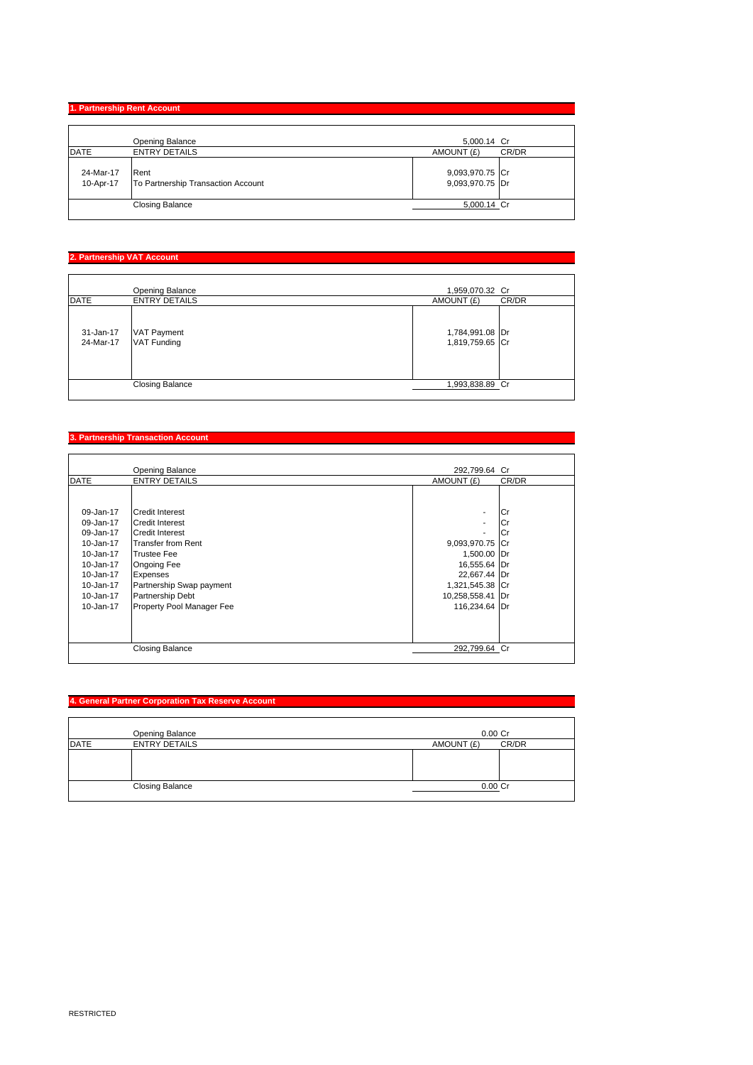## 1. Partnership Rent Account

| DATE | ENTRY DETAILS | AMOUNT (£) | CR/DR |
|---|---|---|---|
| | Opening Balance | 5,000.14 | Cr |
| 24-Mar-17 | Rent | 9,093,970.75 | Cr |
| 10-Apr-17 | To Partnership Transaction Account | 9,093,970.75 | Dr |
| | Closing Balance | 5,000.14 | Cr |

## 2. Partnership VAT Account

| DATE | ENTRY DETAILS | AMOUNT (£) | CR/DR |
|---|---|---|---|
| | Opening Balance | 1,959,070.32 | Cr |
| 31-Jan-17 | VAT Payment | 1,784,991.08 | Dr |
| 24-Mar-17 | VAT Funding | 1,819,759.65 | Cr |
| | Closing Balance | 1,993,838.89 | Cr |

## 3. Partnership Transaction Account

| DATE | ENTRY DETAILS | AMOUNT (£) | CR/DR |
|---|---|---|---|
| | Opening Balance | 292,799.64 | Cr |
| 09-Jan-17 | Credit Interest | - | Cr |
| 09-Jan-17 | Credit Interest | - | Cr |
| 09-Jan-17 | Credit Interest | - | Cr |
| 10-Jan-17 | Transfer from Rent | 9,093,970.75 | Cr |
| 10-Jan-17 | Trustee Fee | 1,500.00 | Dr |
| 10-Jan-17 | Ongoing Fee | 16,555.64 | Dr |
| 10-Jan-17 | Expenses | 22,667.44 | Dr |
| 10-Jan-17 | Partnership Swap payment | 1,321,545.38 | Cr |
| 10-Jan-17 | Partnership Debt | 10,258,558.41 | Dr |
| 10-Jan-17 | Property Pool Manager Fee | 116,234.64 | Dr |
| | Closing Balance | 292,799.64 | Cr |

## 4. General Partner Corporation Tax Reserve Account

| DATE | ENTRY DETAILS | AMOUNT (£) | CR/DR |
|---|---|---|---|
| | Opening Balance | 0.00 | Cr |
| | | | |
| | Closing Balance | 0.00 | Cr |

RESTRICTED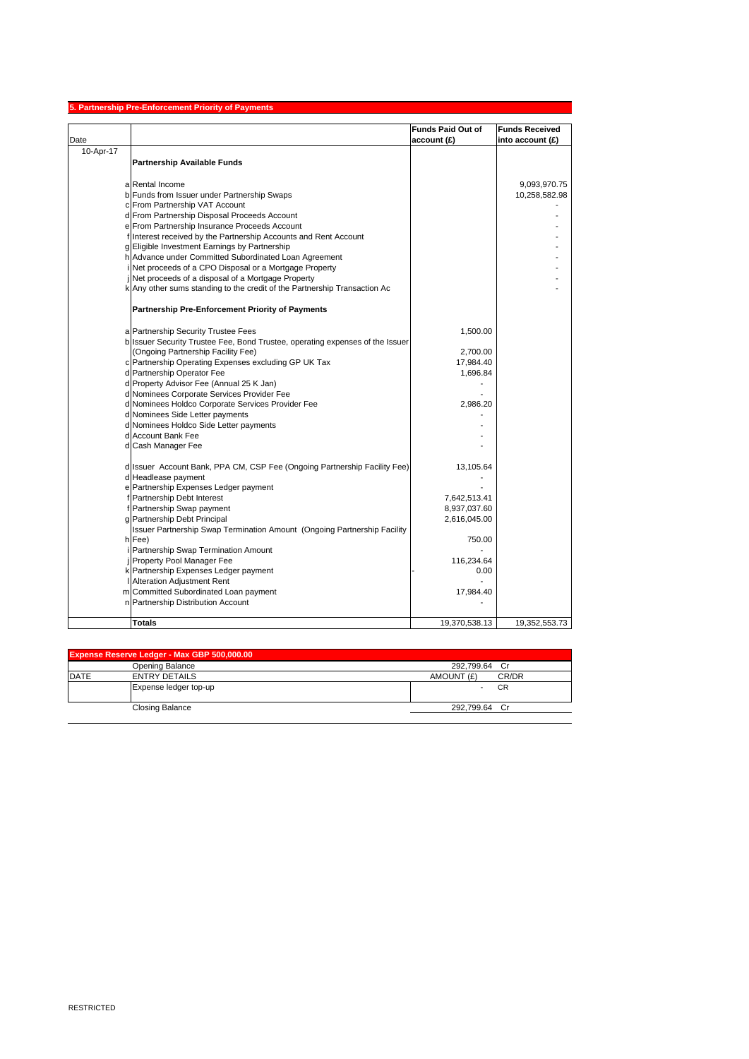## 5. Partnership Pre-Enforcement Priority of Payments

| Date | | | Funds Paid Out of account (£) | Funds Received into account (£) |
|---|---|---|---|---|
| 10-Apr-17 | | **Partnership Available Funds** | | |
| | a | Rental Income | | 9,093,970.75 |
| | b | Funds from Issuer under Partnership Swaps | | 10,258,582.98 |
| | c | From Partnership VAT Account | | - |
| | d | From Partnership Disposal Proceeds Account | | - |
| | e | From Partnership Insurance Proceeds Account | | - |
| | f | Interest received by the Partnership Accounts and Rent Account | | - |
| | g | Eligible Investment Earnings by Partnership | | - |
| | h | Advance under Committed Subordinated Loan Agreement | | - |
| | i | Net proceeds of a CPO Disposal or a Mortgage Property | | - |
| | j | Net proceeds of a disposal of a Mortgage Property | | - |
| | k | Any other sums standing to the credit of the Partnership Transaction Ac | | - |
| | | **Partnership Pre-Enforcement Priority of Payments** | | |
| | a | Partnership Security Trustee Fees | 1,500.00 | |
| | b | Issuer Security Trustee Fee, Bond Trustee, operating expenses of the Issuer (Ongoing Partnership Facility Fee) | 2,700.00 | |
| | c | Partnership Operating Expenses excluding GP UK Tax | 17,984.40 | |
| | d | Partnership Operator Fee | 1,696.84 | |
| | d | Property Advisor Fee (Annual 25 K Jan) | - | |
| | d | Nominees Corporate Services Provider Fee | - | |
| | d | Nominees Holdco Corporate Services Provider Fee | 2,986.20 | |
| | d | Nominees Side Letter payments | - | |
| | d | Nominees Holdco Side Letter payments | - | |
| | d | Account Bank Fee | - | |
| | d | Cash Manager Fee | - | |
| | d | Issuer Account Bank, PPA CM, CSP Fee (Ongoing Partnership Facility Fee) | 13,105.64 | |
| | d | Headlease payment | - | |
| | e | Partnership Expenses Ledger payment | - | |
| | f | Partnership Debt Interest | 7,642,513.41 | |
| | f | Partnership Swap payment | 8,937,037.60 | |
| | g | Partnership Debt Principal | 2,616,045.00 | |
| | h | Issuer Partnership Swap Termination Amount (Ongoing Partnership Facility Fee) | 750.00 | |
| | i | Partnership Swap Termination Amount | - | |
| | j | Property Pool Manager Fee | 116,234.64 | |
| | k | Partnership Expenses Ledger payment | - 0.00 | |
| | l | Alteration Adjustment Rent | - | |
| | m | Committed Subordinated Loan payment | 17,984.40 | |
| | n | Partnership Distribution Account | - | |
| | | **Totals** | 19,370,538.13 | 19,352,553.73 |

| Expense Reserve Ledger - Max GBP 500,000.00 | | | |
|---|---|---|---|
| | Opening Balance | 292,799.64 | Cr |
| DATE | ENTRY DETAILS | AMOUNT (£) | CR/DR |
| | Expense ledger top-up | - | CR |
| | Closing Balance | 292,799.64 | Cr |

RESTRICTED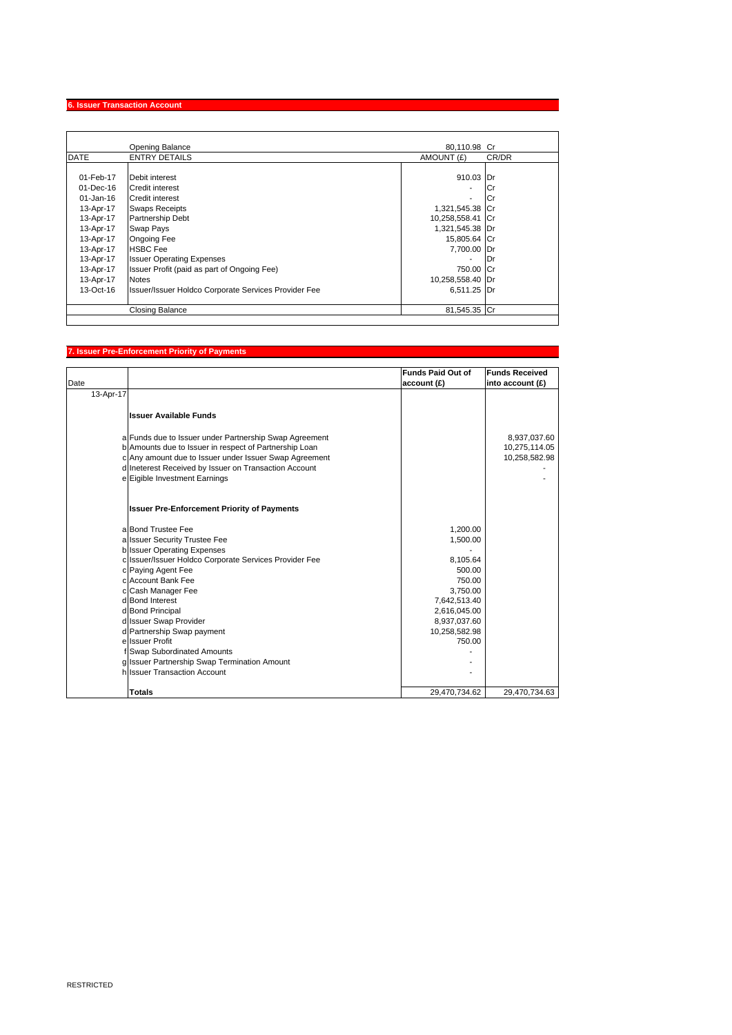## 6. Issuer Transaction Account

| DATE | ENTRY DETAILS | AMOUNT (£) | CR/DR |
|---|---|---|---|
| | Opening Balance | 80,110.98 | Cr |
| 01-Feb-17 | Debit interest | 910.03 | Dr |
| 01-Dec-16 | Credit interest | - | Cr |
| 01-Jan-16 | Credit interest | - | Cr |
| 13-Apr-17 | Swaps Receipts | 1,321,545.38 | Cr |
| 13-Apr-17 | Partnership Debt | 10,258,558.41 | Cr |
| 13-Apr-17 | Swap Pays | 1,321,545.38 | Dr |
| 13-Apr-17 | Ongoing Fee | 15,805.64 | Cr |
| 13-Apr-17 | HSBC Fee | 7,700.00 | Dr |
| 13-Apr-17 | Issuer Operating Expenses | - | Dr |
| 13-Apr-17 | Issuer Profit (paid as part of Ongoing Fee) | 750.00 | Cr |
| 13-Apr-17 | Notes | 10,258,558.40 | Dr |
| 13-Oct-16 | Issuer/Issuer Holdco Corporate Services Provider Fee | 6,511.25 | Dr |
| | Closing Balance | 81,545.35 | Cr |

## 7. Issuer Pre-Enforcement Priority of Payments

| Date | | Funds Paid Out of account (£) | Funds Received into account (£) |
|---|---|---|---|
| 13-Apr-17 | | | |
| | **Issuer Available Funds** | | |
| | a Funds due to Issuer under Partnership Swap Agreement | | 8,937,037.60 |
| | b Amounts due to Issuer in respect of Partnership Loan | | 10,275,114.05 |
| | c Any amount due to Issuer under Issuer Swap Agreement | | 10,258,582.98 |
| | d Ineterest Received by Issuer on Transaction Account | | - |
| | e Eigible Investment Earnings | | - |
| | **Issuer Pre-Enforcement Priority of Payments** | | |
| | a Bond Trustee Fee | 1,200.00 | |
| | a Issuer Security Trustee Fee | 1,500.00 | |
| | b Issuer Operating Expenses | - | |
| | c Issuer/Issuer Holdco Corporate Services Provider Fee | 8,105.64 | |
| | c Paying Agent Fee | 500.00 | |
| | c Account Bank Fee | 750.00 | |
| | c Cash Manager Fee | 3,750.00 | |
| | d Bond Interest | 7,642,513.40 | |
| | d Bond Principal | 2,616,045.00 | |
| | d Issuer Swap Provider | 8,937,037.60 | |
| | d Partnership Swap payment | 10,258,582.98 | |
| | e Issuer Profit | 750.00 | |
| | f Swap Subordinated Amounts | - | |
| | g Issuer Partnership Swap Termination Amount | - | |
| | h Issuer Transaction Account | - | |
| | **Totals** | 29,470,734.62 | 29,470,734.63 |

RESTRICTED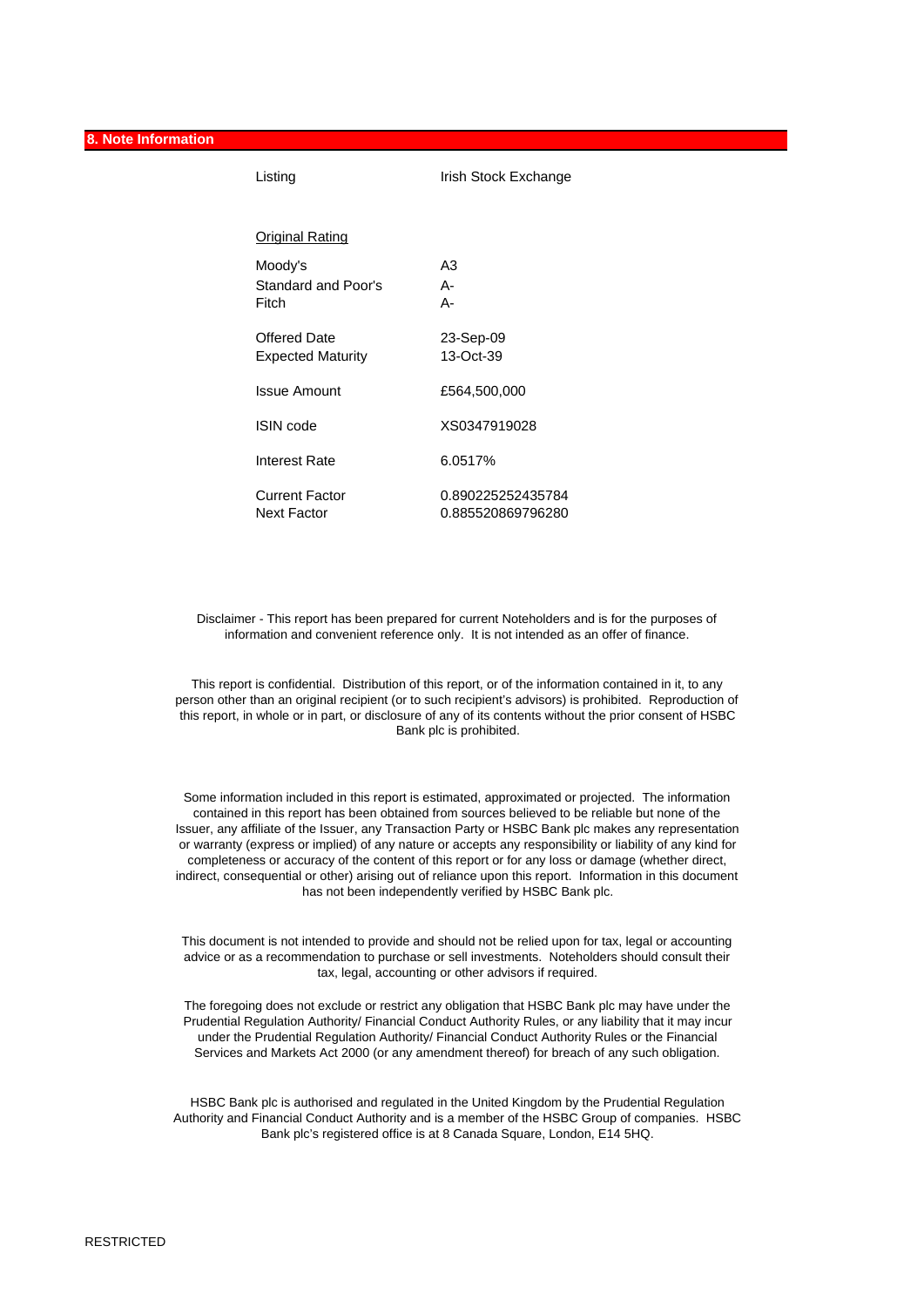## 8. Note Information

| | |
|---|---|
| Listing | Irish Stock Exchange |
| <u>Original Rating</u> | |
| Moody's | A3 |
| Standard and Poor's | A- |
| Fitch | A- |
| Offered Date | 23-Sep-09 |
| Expected Maturity | 13-Oct-39 |
| Issue Amount | £564,500,000 |
| ISIN code | XS0347919028 |
| Interest Rate | 6.0517% |
| Current Factor | 0.890225252435784 |
| Next Factor | 0.885520869796280 |

Disclaimer - This report has been prepared for current Noteholders and is for the purposes of information and convenient reference only. It is not intended as an offer of finance.

This report is confidential. Distribution of this report, or of the information contained in it, to any person other than an original recipient (or to such recipient's advisors) is prohibited. Reproduction of this report, in whole or in part, or disclosure of any of its contents without the prior consent of HSBC Bank plc is prohibited.

Some information included in this report is estimated, approximated or projected. The information contained in this report has been obtained from sources believed to be reliable but none of the Issuer, any affiliate of the Issuer, any Transaction Party or HSBC Bank plc makes any representation or warranty (express or implied) of any nature or accepts any responsibility or liability of any kind for completeness or accuracy of the content of this report or for any loss or damage (whether direct, indirect, consequential or other) arising out of reliance upon this report. Information in this document has not been independently verified by HSBC Bank plc.

This document is not intended to provide and should not be relied upon for tax, legal or accounting advice or as a recommendation to purchase or sell investments. Noteholders should consult their tax, legal, accounting or other advisors if required.

The foregoing does not exclude or restrict any obligation that HSBC Bank plc may have under the Prudential Regulation Authority/ Financial Conduct Authority Rules, or any liability that it may incur under the Prudential Regulation Authority/ Financial Conduct Authority Rules or the Financial Services and Markets Act 2000 (or any amendment thereof) for breach of any such obligation.

HSBC Bank plc is authorised and regulated in the United Kingdom by the Prudential Regulation Authority and Financial Conduct Authority and is a member of the HSBC Group of companies. HSBC Bank plc's registered office is at 8 Canada Square, London, E14 5HQ.

RESTRICTED